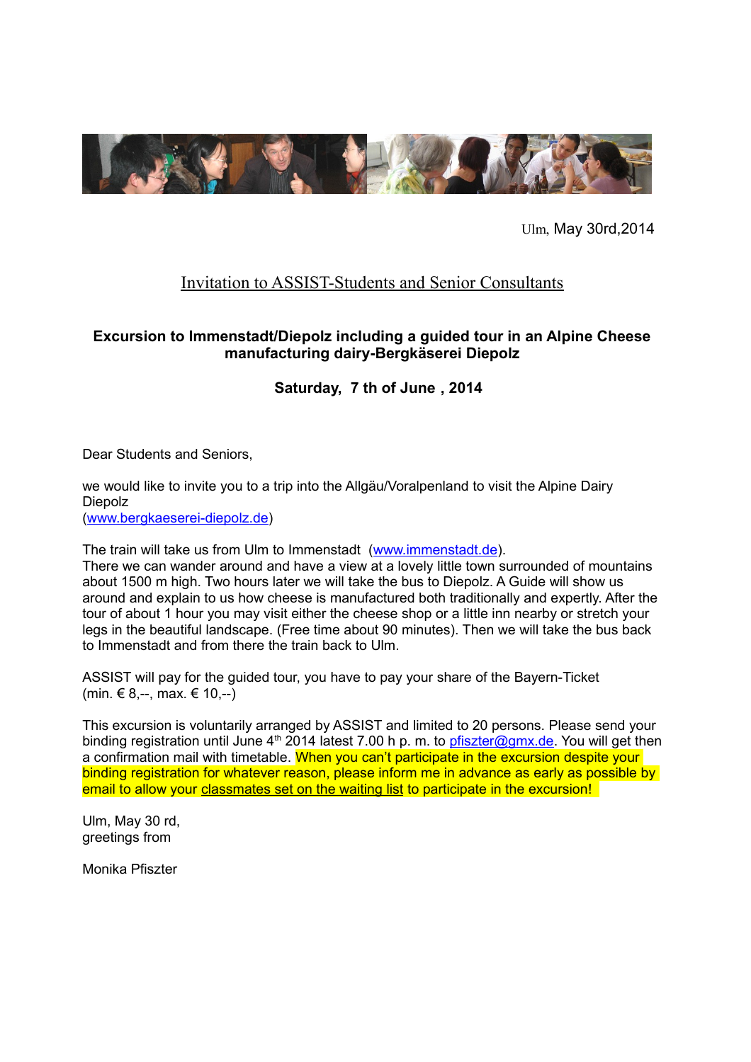Ulm, May 30rd,2014

## Invitation to ASSIST-Students and Senior Consultants

**Excursion to Immenstadt/Diepolz including a guided tour in an Alpine Cheese manufacturing dairy-Bergkäserei Diepolz**

**Saturday, 7 th of June , 2014**

Dear Students and Seniors,

we would like to invite you to a trip into the Allgäu/Voralpenland to visit the Alpine Dairy Diepolz
(www.bergkaeserei-diepolz.de)

The train will take us from Ulm to Immenstadt (www.immenstadt.de).
There we can wander around and have a view at a lovely little town surrounded of mountains about 1500 m high. Two hours later we will take the bus to Diepolz. A Guide will show us around and explain to us how cheese is manufactured both traditionally and expertly. After the tour of about 1 hour you may visit either the cheese shop or a little inn nearby or stretch your legs in the beautiful landscape. (Free time about 90 minutes). Then we will take the bus back to Immenstadt and from there the train back to Ulm.

ASSIST will pay for the guided tour, you have to pay your share of the Bayern-Ticket (min. € 8,--, max. € 10,--)

This excursion is voluntarily arranged by ASSIST and limited to 20 persons. Please send your binding registration until June 4th 2014 latest 7.00 h p. m. to pfiszter@gmx.de. You will get then a confirmation mail with timetable. When you can't participate in the excursion despite your binding registration for whatever reason, please inform me in advance as early as possible by email to allow your classmates set on the waiting list to participate in the excursion!

Ulm, May 30 rd,
greetings from

Monika Pfiszter